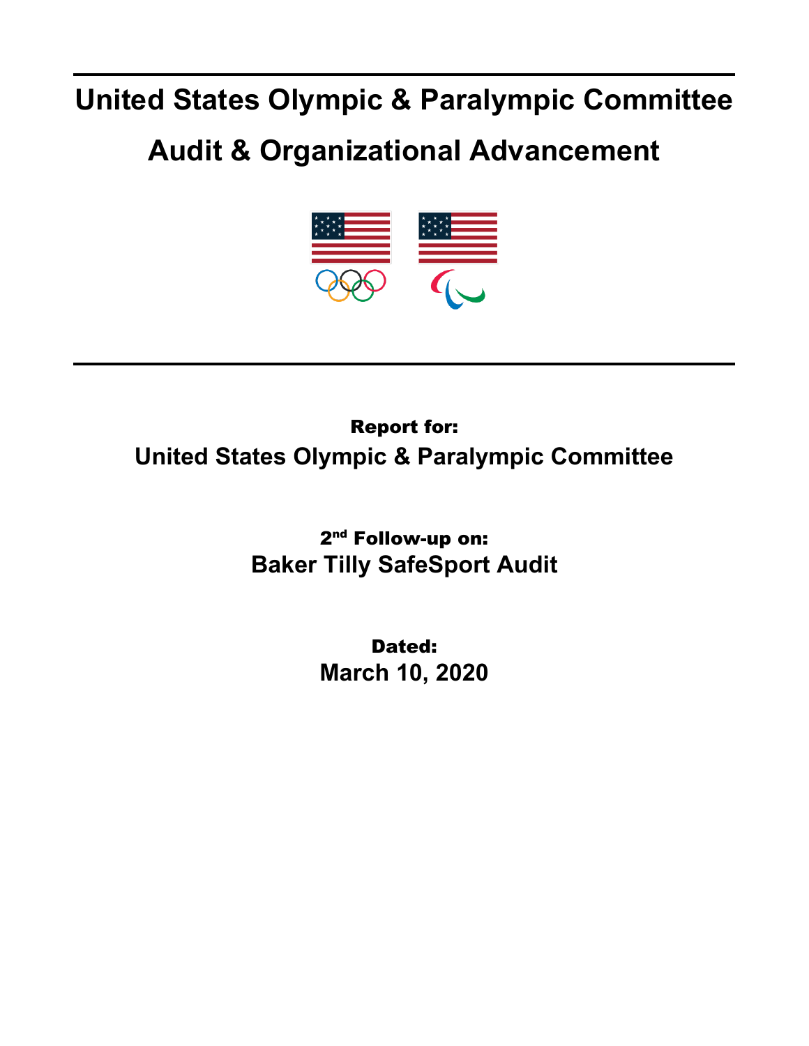# United States Olympic & Paralympic Committee

# Audit & Organizational Advancement

**Report for:**

## United States Olympic & Paralympic Committee

**2nd Follow-up on:**

## Baker Tilly SafeSport Audit

**Dated:**

## March 10, 2020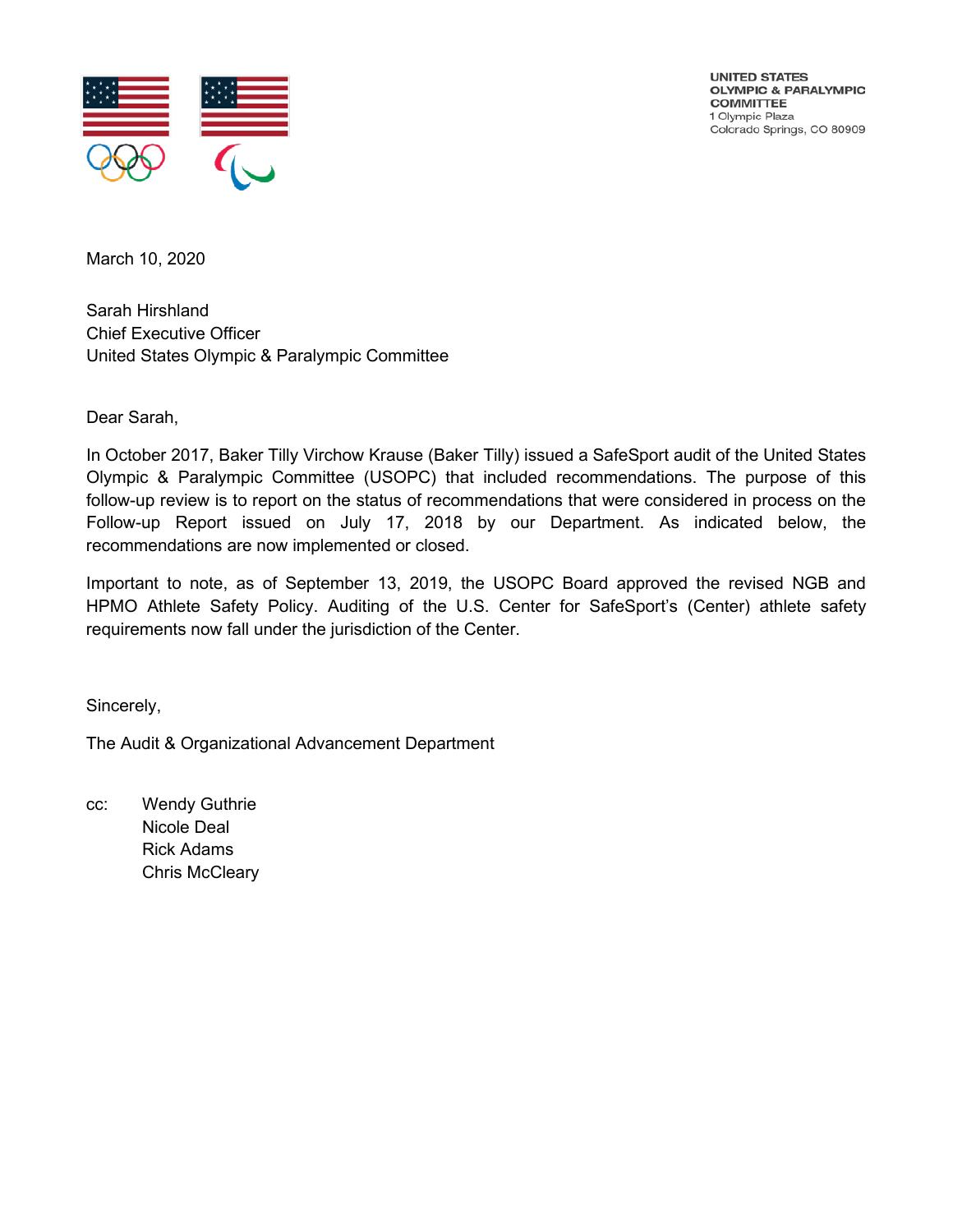UNITED STATES
OLYMPIC & PARALYMPIC
COMMITTEE
1 Olympic Plaza
Colorado Springs, CO 80909

March 10, 2020

Sarah Hirshland
Chief Executive Officer
United States Olympic & Paralympic Committee

Dear Sarah,

In October 2017, Baker Tilly Virchow Krause (Baker Tilly) issued a SafeSport audit of the United States Olympic & Paralympic Committee (USOPC) that included recommendations. The purpose of this follow-up review is to report on the status of recommendations that were considered in process on the Follow-up Report issued on July 17, 2018 by our Department. As indicated below, the recommendations are now implemented or closed.

Important to note, as of September 13, 2019, the USOPC Board approved the revised NGB and HPMO Athlete Safety Policy. Auditing of the U.S. Center for SafeSport's (Center) athlete safety requirements now fall under the jurisdiction of the Center.

Sincerely,

The Audit & Organizational Advancement Department

cc: Wendy Guthrie
Nicole Deal
Rick Adams
Chris McCleary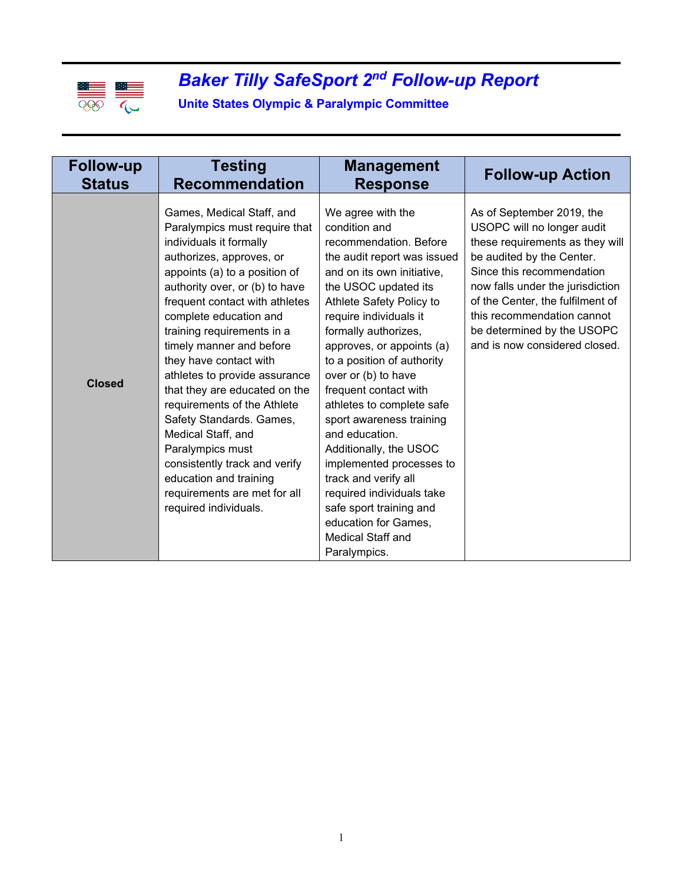# *Baker Tilly SafeSport 2nd Follow-up Report*

**Unite States Olympic & Paralympic Committee**

| Follow-up Status | Testing Recommendation | Management Response | Follow-up Action |
|---|---|---|---|
| **Closed** | Games, Medical Staff, and Paralympics must require that individuals it formally authorizes, approves, or appoints (a) to a position of authority over, or (b) to have frequent contact with athletes complete education and training requirements in a timely manner and before they have contact with athletes to provide assurance that they are educated on the requirements of the Athlete Safety Standards. Games, Medical Staff, and Paralympics must consistently track and verify education and training requirements are met for all required individuals. | We agree with the condition and recommendation. Before the audit report was issued and on its own initiative, the USOC updated its Athlete Safety Policy to require individuals it formally authorizes, approves, or appoints (a) to a position of authority over or (b) to have frequent contact with athletes to complete safe sport awareness training and education. Additionally, the USOC implemented processes to track and verify all required individuals take safe sport training and education for Games, Medical Staff and Paralympics. | As of September 2019, the USOPC will no longer audit these requirements as they will be audited by the Center. Since this recommendation now falls under the jurisdiction of the Center, the fulfilment of this recommendation cannot be determined by the USOPC and is now considered closed. |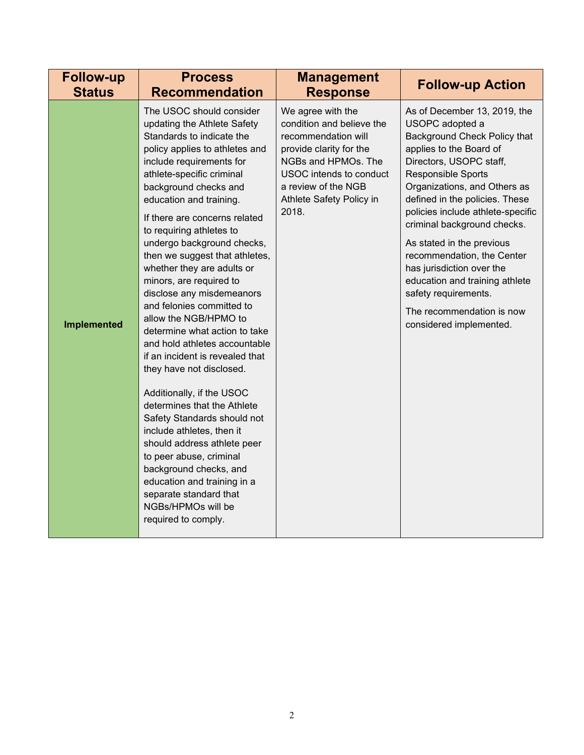| Follow-up Status | Process Recommendation | Management Response | Follow-up Action |
| --- | --- | --- | --- |
| **Implemented** | The USOC should consider updating the Athlete Safety Standards to indicate the policy applies to athletes and include requirements for athlete-specific criminal background checks and education and training.<br><br>If there are concerns related to requiring athletes to undergo background checks, then we suggest that athletes, whether they are adults or minors, are required to disclose any misdemeanors and felonies committed to allow the NGB/HPMO to determine what action to take and hold athletes accountable if an incident is revealed that they have not disclosed.<br><br>Additionally, if the USOC determines that the Athlete Safety Standards should not include athletes, then it should address athlete peer to peer abuse, criminal background checks, and education and training in a separate standard that NGBs/HPMOs will be required to comply. | We agree with the condition and believe the recommendation will provide clarity for the NGBs and HPMOs. The USOC intends to conduct a review of the NGB Athlete Safety Policy in 2018. | As of December 13, 2019, the USOPC adopted a Background Check Policy that applies to the Board of Directors, USOPC staff, Responsible Sports Organizations, and Others as defined in the policies. These policies include athlete-specific criminal background checks.<br><br>As stated in the previous recommendation, the Center has jurisdiction over the education and training athlete safety requirements.<br><br>The recommendation is now considered implemented. |